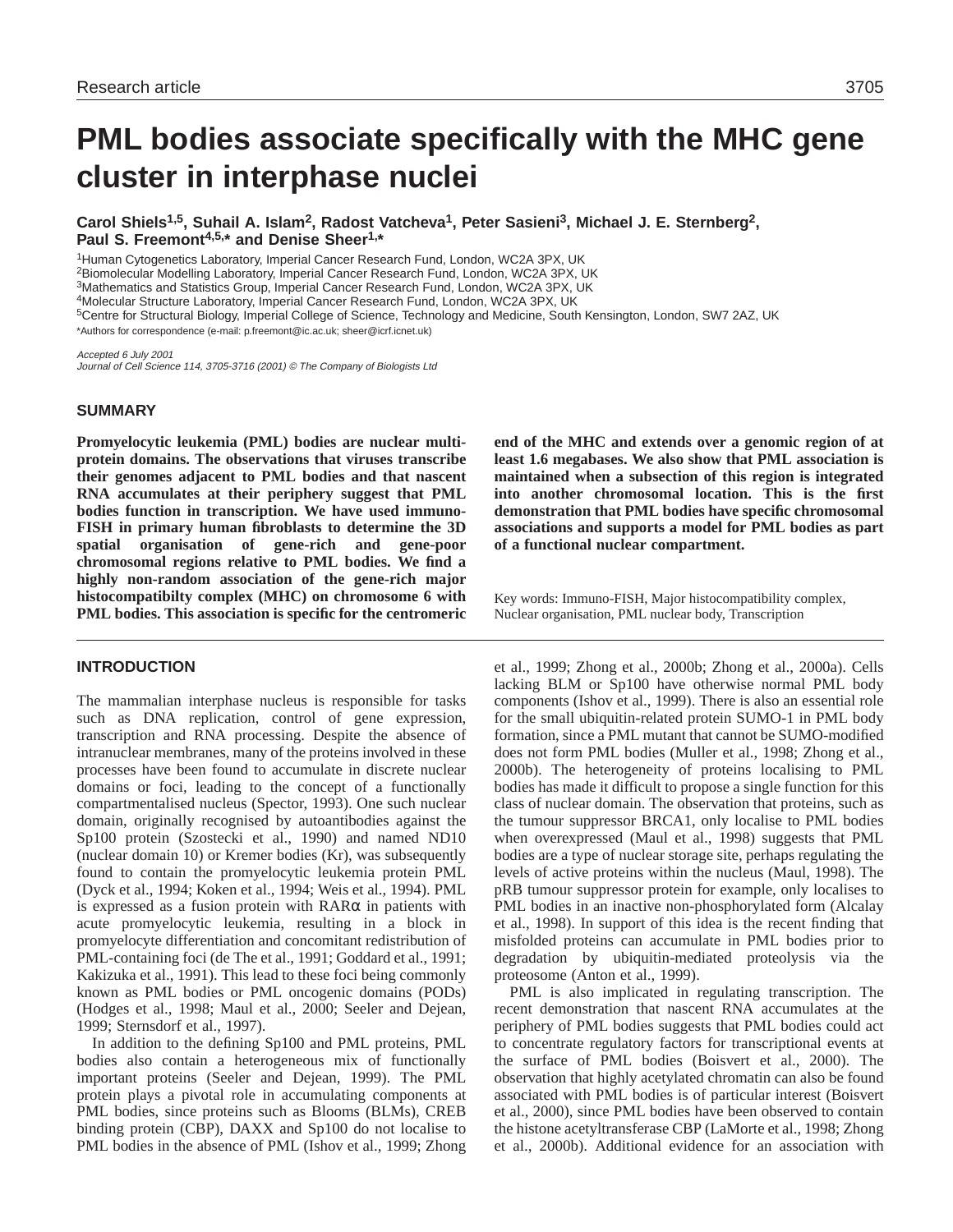# PML bodies associate specifically with the MHC gene cluster in interphase nuclei

**Carol Shiels[1,5], Suhail A. Islam[2], Radost Vatcheva[1], Peter Sasieni[3], Michael J. E. Sternberg[2], Paul S. Freemont[4,5,*] and Denise Sheer[1,*]**

[1]Human Cytogenetics Laboratory, Imperial Cancer Research Fund, London, WC2A 3PX, UK
[2]Biomolecular Modelling Laboratory, Imperial Cancer Research Fund, London, WC2A 3PX, UK
[3]Mathematics and Statistics Group, Imperial Cancer Research Fund, London, WC2A 3PX, UK
[4]Molecular Structure Laboratory, Imperial Cancer Research Fund, London, WC2A 3PX, UK
[5]Centre for Structural Biology, Imperial College of Science, Technology and Medicine, South Kensington, London, SW7 2AZ, UK
*Authors for correspondence (e-mail: p.freemont@ic.ac.uk; sheer@icrf.icnet.uk)

*Accepted 6 July 2001*
*Journal of Cell Science 114, 3705-3716 (2001) © The Company of Biologists Ltd*

## SUMMARY

**Promyelocytic leukemia (PML) bodies are nuclear multi-protein domains. The observations that viruses transcribe their genomes adjacent to PML bodies and that nascent RNA accumulates at their periphery suggest that PML bodies function in transcription. We have used immuno-FISH in primary human fibroblasts to determine the 3D spatial organisation of gene-rich and gene-poor chromosomal regions relative to PML bodies. We find a highly non-random association of the gene-rich major histocompatibilty complex (MHC) on chromosome 6 with PML bodies. This association is specific for the centromeric end of the MHC and extends over a genomic region of at least 1.6 megabases. We also show that PML association is maintained when a subsection of this region is integrated into another chromosomal location. This is the first demonstration that PML bodies have specific chromosomal associations and supports a model for PML bodies as part of a functional nuclear compartment.**

Key words: Immuno-FISH, Major histocompatibility complex, Nuclear organisation, PML nuclear body, Transcription

## INTRODUCTION

The mammalian interphase nucleus is responsible for tasks such as DNA replication, control of gene expression, transcription and RNA processing. Despite the absence of intranuclear membranes, many of the proteins involved in these processes have been found to accumulate in discrete nuclear domains or foci, leading to the concept of a functionally compartmentalised nucleus (Spector, 1993). One such nuclear domain, originally recognised by autoantibodies against the Sp100 protein (Szostecki et al., 1990) and named ND10 (nuclear domain 10) or Kremer bodies (Kr), was subsequently found to contain the promyelocytic leukemia protein PML (Dyck et al., 1994; Koken et al., 1994; Weis et al., 1994). PML is expressed as a fusion protein with RARα in patients with acute promyelocytic leukemia, resulting in a block in promyelocyte differentiation and concomitant redistribution of PML-containing foci (de The et al., 1991; Goddard et al., 1991; Kakizuka et al., 1991). This lead to these foci being commonly known as PML bodies or PML oncogenic domains (PODs) (Hodges et al., 1998; Maul et al., 2000; Seeler and Dejean, 1999; Sternsdorf et al., 1997).

In addition to the defining Sp100 and PML proteins, PML bodies also contain a heterogeneous mix of functionally important proteins (Seeler and Dejean, 1999). The PML protein plays a pivotal role in accumulating components at PML bodies, since proteins such as Blooms (BLMs), CREB binding protein (CBP), DAXX and Sp100 do not localise to PML bodies in the absence of PML (Ishov et al., 1999; Zhong et al., 1999; Zhong et al., 2000b; Zhong et al., 2000a). Cells lacking BLM or Sp100 have otherwise normal PML body components (Ishov et al., 1999). There is also an essential role for the small ubiquitin-related protein SUMO-1 in PML body formation, since a PML mutant that cannot be SUMO-modified does not form PML bodies (Muller et al., 1998; Zhong et al., 2000b). The heterogeneity of proteins localising to PML bodies has made it difficult to propose a single function for this class of nuclear domain. The observation that proteins, such as the tumour suppressor BRCA1, only localise to PML bodies when overexpressed (Maul et al., 1998) suggests that PML bodies are a type of nuclear storage site, perhaps regulating the levels of active proteins within the nucleus (Maul, 1998). The pRB tumour suppressor protein for example, only localises to PML bodies in an inactive non-phosphorylated form (Alcalay et al., 1998). In support of this idea is the recent finding that misfolded proteins can accumulate in PML bodies prior to degradation by ubiquitin-mediated proteolysis via the proteosome (Anton et al., 1999).

PML is also implicated in regulating transcription. The recent demonstration that nascent RNA accumulates at the periphery of PML bodies suggests that PML bodies could act to concentrate regulatory factors for transcriptional events at the surface of PML bodies (Boisvert et al., 2000). The observation that highly acetylated chromatin can also be found associated with PML bodies is of particular interest (Boisvert et al., 2000), since PML bodies have been observed to contain the histone acetyltransferase CBP (LaMorte et al., 1998; Zhong et al., 2000b). Additional evidence for an association with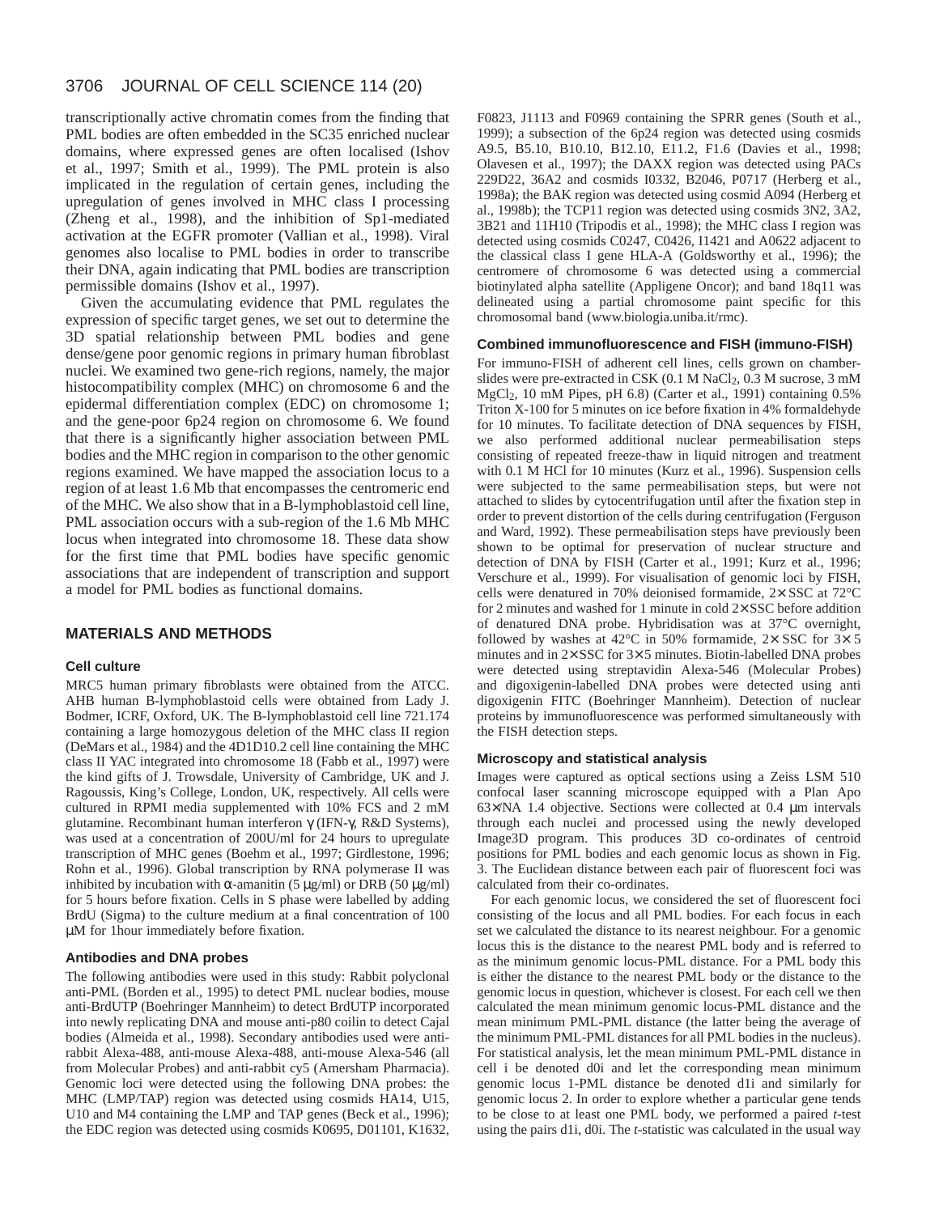transcriptionally active chromatin comes from the finding that PML bodies are often embedded in the SC35 enriched nuclear domains, where expressed genes are often localised (Ishov et al., 1997; Smith et al., 1999). The PML protein is also implicated in the regulation of certain genes, including the upregulation of genes involved in MHC class I processing (Zheng et al., 1998), and the inhibition of Sp1-mediated activation at the EGFR promoter (Vallian et al., 1998). Viral genomes also localise to PML bodies in order to transcribe their DNA, again indicating that PML bodies are transcription permissible domains (Ishov et al., 1997).

Given the accumulating evidence that PML regulates the expression of specific target genes, we set out to determine the 3D spatial relationship between PML bodies and gene dense/gene poor genomic regions in primary human fibroblast nuclei. We examined two gene-rich regions, namely, the major histocompatibility complex (MHC) on chromosome 6 and the epidermal differentiation complex (EDC) on chromosome 1; and the gene-poor 6p24 region on chromosome 6. We found that there is a significantly higher association between PML bodies and the MHC region in comparison to the other genomic regions examined. We have mapped the association locus to a region of at least 1.6 Mb that encompasses the centromeric end of the MHC. We also show that in a B-lymphoblastoid cell line, PML association occurs with a sub-region of the 1.6 Mb MHC locus when integrated into chromosome 18. These data show for the first time that PML bodies have specific genomic associations that are independent of transcription and support a model for PML bodies as functional domains.

## MATERIALS AND METHODS

### Cell culture

MRC5 human primary fibroblasts were obtained from the ATCC. AHB human B-lymphoblastoid cells were obtained from Lady J. Bodmer, ICRF, Oxford, UK. The B-lymphoblastoid cell line 721.174 containing a large homozygous deletion of the MHC class II region (DeMars et al., 1984) and the 4D1D10.2 cell line containing the MHC class II YAC integrated into chromosome 18 (Fabb et al., 1997) were the kind gifts of J. Trowsdale, University of Cambridge, UK and J. Ragoussis, King's College, London, UK, respectively. All cells were cultured in RPMI media supplemented with 10% FCS and 2 mM glutamine. Recombinant human interferon γ (IFN-γ, R&D Systems), was used at a concentration of 200U/ml for 24 hours to upregulate transcription of MHC genes (Boehm et al., 1997; Girdlestone, 1996; Rohn et al., 1996). Global transcription by RNA polymerase II was inhibited by incubation with α-amanitin (5 μg/ml) or DRB (50 μg/ml) for 5 hours before fixation. Cells in S phase were labelled by adding BrdU (Sigma) to the culture medium at a final concentration of 100 μM for 1hour immediately before fixation.

### Antibodies and DNA probes

The following antibodies were used in this study: Rabbit polyclonal anti-PML (Borden et al., 1995) to detect PML nuclear bodies, mouse anti-BrdUTP (Boehringer Mannheim) to detect BrdUTP incorporated into newly replicating DNA and mouse anti-p80 coilin to detect Cajal bodies (Almeida et al., 1998). Secondary antibodies used were anti-rabbit Alexa-488, anti-mouse Alexa-488, anti-mouse Alexa-546 (all from Molecular Probes) and anti-rabbit cy5 (Amersham Pharmacia). Genomic loci were detected using the following DNA probes: the MHC (LMP/TAP) region was detected using cosmids HA14, U15, U10 and M4 containing the LMP and TAP genes (Beck et al., 1996); the EDC region was detected using cosmids K0695, D01101, K1632, F0823, J1113 and F0969 containing the SPRR genes (South et al., 1999); a subsection of the 6p24 region was detected using cosmids A9.5, B5.10, B10.10, B12.10, E11.2, F1.6 (Davies et al., 1998; Olavesen et al., 1997); the DAXX region was detected using PACs 229D22, 36A2 and cosmids I0332, B2046, P0717 (Herberg et al., 1998a); the BAK region was detected using cosmid A094 (Herberg et al., 1998b); the TCP11 region was detected using cosmids 3N2, 3A2, 3B21 and 11H10 (Tripodis et al., 1998); the MHC class I region was detected using cosmids C0247, C0426, I1421 and A0622 adjacent to the classical class I gene HLA-A (Goldsworthy et al., 1996); the centromere of chromosome 6 was detected using a commercial biotinylated alpha satellite (Appligene Oncor); and band 18q11 was delineated using a partial chromosome paint specific for this chromosomal band (www.biologia.uniba.it/rmc).

### Combined immunofluorescence and FISH (immuno-FISH)

For immuno-FISH of adherent cell lines, cells grown on chamber-slides were pre-extracted in CSK (0.1 M NaCl, 0.3 M sucrose, 3 mM $MgCl_2$, 10 mM Pipes, pH 6.8) (Carter et al., 1991) containing 0.5% Triton X-100 for 5 minutes on ice before fixation in 4% formaldehyde for 10 minutes. To facilitate detection of DNA sequences by FISH, we also performed additional nuclear permeabilisation steps consisting of repeated freeze-thaw in liquid nitrogen and treatment with 0.1 M HCl for 10 minutes (Kurz et al., 1996). Suspension cells were subjected to the same permeabilisation steps, but were not attached to slides by cytocentrifugation until after the fixation step in order to prevent distortion of the cells during centrifugation (Ferguson and Ward, 1992). These permeabilisation steps have previously been shown to be optimal for preservation of nuclear structure and detection of DNA by FISH (Carter et al., 1991; Kurz et al., 1996; Verschure et al., 1999). For visualisation of genomic loci by FISH, cells were denatured in 70% deionised formamide, 2× SSC at 72°C for 2 minutes and washed for 1 minute in cold 2× SSC before addition of denatured DNA probe. Hybridisation was at 37°C overnight, followed by washes at 42°C in 50% formamide, 2× SSC for 3× 5 minutes and in 2× SSC for 3× 5 minutes. Biotin-labelled DNA probes were detected using streptavidin Alexa-546 (Molecular Probes) and digoxigenin-labelled DNA probes were detected using anti digoxigenin FITC (Boehringer Mannheim). Detection of nuclear proteins by immunofluorescence was performed simultaneously with the FISH detection steps.

### Microscopy and statistical analysis

Images were captured as optical sections using a Zeiss LSM 510 confocal laser scanning microscope equipped with a Plan Apo 63×/NA 1.4 objective. Sections were collected at 0.4 μm intervals through each nuclei and processed using the newly developed Image3D program. This produces 3D co-ordinates of centroid positions for PML bodies and each genomic locus as shown in Fig. 3. The Euclidean distance between each pair of fluorescent foci was calculated from their co-ordinates.

For each genomic locus, we considered the set of fluorescent foci consisting of the locus and all PML bodies. For each focus in each set we calculated the distance to its nearest neighbour. For a genomic locus this is the distance to the nearest PML body and is referred to as the minimum genomic locus-PML distance. For a PML body this is either the distance to the nearest PML body or the distance to the genomic locus in question, whichever is closest. For each cell we then calculated the mean minimum genomic locus-PML distance and the mean minimum PML-PML distance (the latter being the average of the minimum PML-PML distances for all PML bodies in the nucleus). For statistical analysis, let the mean minimum PML-PML distance in cell i be denoted d0i and let the corresponding mean minimum genomic locus 1-PML distance be denoted d1i and similarly for genomic locus 2. In order to explore whether a particular gene tends to be close to at least one PML body, we performed a paired *t*-test using the pairs d1i, d0i. The *t*-statistic was calculated in the usual way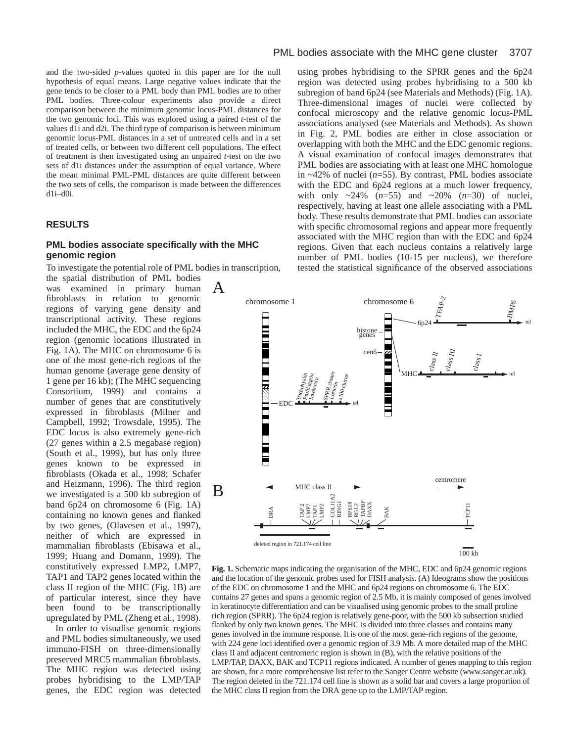and the two-sided *p*-values quoted in this paper are for the null hypothesis of equal means. Large negative values indicate that the gene tends to be closer to a PML body than PML bodies are to other PML bodies. Three-colour experiments also provide a direct comparison between the minimum genomic locus-PML distances for the two genomic loci. This was explored using a paired *t*-test of the values d1i and d2i. The third type of comparison is between minimum genomic locus-PML distances in a set of untreated cells and in a set of treated cells, or between two different cell populations. The effect of treatment is then investigated using an unpaired *t*-test on the two sets of d1i distances under the assumption of equal variance. Where the mean minimal PML-PML distances are quite different between the two sets of cells, the comparison is made between the differences d1i–d0i.

## RESULTS

### PML bodies associate specifically with the MHC genomic region

To investigate the potential role of PML bodies in transcription, the spatial distribution of PML bodies was examined in primary human fibroblasts in relation to genomic regions of varying gene density and transcriptional activity. These regions included the MHC, the EDC and the 6p24 region (genomic locations illustrated in Fig. 1A). The MHC on chromosome 6 is one of the most gene-rich regions of the human genome (average gene density of 1 gene per 16 kb); (The MHC sequencing Consortium, 1999) and contains a number of genes that are constitutively expressed in fibroblasts (Milner and Campbell, 1992; Trowsdale, 1995). The EDC locus is also extremely gene-rich (27 genes within a 2.5 megabase region) (South et al., 1999), but has only three genes known to be expressed in fibroblasts (Okada et al., 1998; Schafer and Heizmann, 1996). The third region we investigated is a 500 kb subregion of band 6p24 on chromosome 6 (Fig. 1A) containing no known genes and flanked by two genes, (Olavesen et al., 1997), neither of which are expressed in mammalian fibroblasts (Ebisawa et al., 1999; Huang and Domann, 1999). The constitutively expressed LMP2, LMP7, TAP1 and TAP2 genes located within the class II region of the MHC (Fig. 1B) are of particular interest, since they have been found to be transcriptionally upregulated by PML (Zheng et al., 1998).

In order to visualise genomic regions and PML bodies simultaneously, we used immuno-FISH on three-dimensionally preserved MRC5 mammalian fibroblasts. The MHC region was detected using probes hybridising to the LMP/TAP genes, the EDC region was detected using probes hybridising to the SPRR genes and the 6p24 region was detected using probes hybridising to a 500 kb subregion of band 6p24 (see Materials and Methods) (Fig. 1A). Three-dimensional images of nuclei were collected by confocal microscopy and the relative genomic locus-PML associations analysed (see Materials and Methods). As shown in Fig. 2, PML bodies are either in close association or overlapping with both the MHC and the EDC genomic regions. A visual examination of confocal images demonstrates that PML bodies are associating with at least one MHC homologue in ~42% of nuclei (*n*=55). By contrast, PML bodies associate with the EDC and 6p24 regions at a much lower frequency, with only ~24% (*n*=55) and ~20% (*n*=30) of nuclei, respectively, having at least one allele associating with a PML body. These results demonstrate that PML bodies can associate with specific chromosomal regions and appear more frequently associated with the MHC region than with the EDC and 6p24 regions. Given that each nucleus contains a relatively large number of PML bodies (10-15 per nucleus), we therefore tested the statistical significance of the observed associations

**Fig. 1.** Schematic maps indicating the organisation of the MHC, EDC and 6p24 genomic regions and the location of the genomic probes used for FISH analysis. (A) Ideograms show the positions of the EDC on chromosome 1 and the MHC and 6p24 regions on chromosome 6. The EDC contains 27 genes and spans a genomic region of 2.5 Mb, it is mainly composed of genes involved in keratinocyte differentiation and can be visualised using genomic probes to the small proline rich region (SPRR). The 6p24 region is relatively gene-poor, with the 500 kb subsection studied flanked by only two known genes. The MHC is divided into three classes and contains many genes involved in the immune response. It is one of the most gene-rich regions of the genome, with 224 gene loci identified over a genomic region of 3.9 Mb. A more detailed map of the MHC class II and adjacent centromeric region is shown in (B), with the relative positions of the LMP/TAP, DAXX, BAK and TCP11 regions indicated. A number of genes mapping to this region are shown, for a more comprehensive list refer to the Sanger Centre website (www.sanger.ac.uk). The region deleted in the 721.174 cell line is shown as a solid bar and covers a large proportion of the MHC class II region from the DRA gene up to the LMP/TAP region.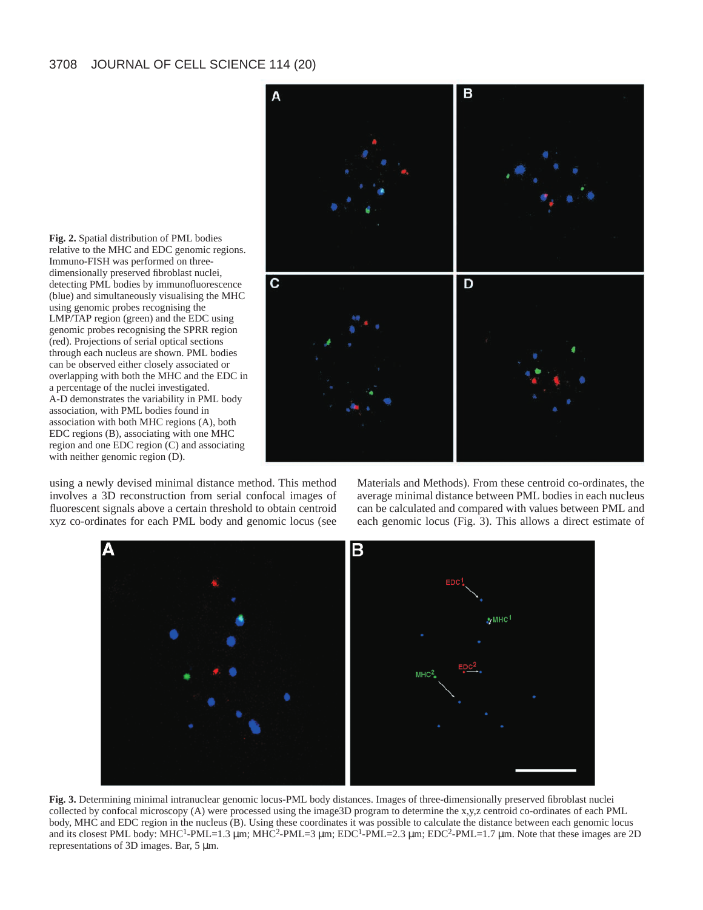**Fig. 2.** Spatial distribution of PML bodies relative to the MHC and EDC genomic regions. Immuno-FISH was performed on three-dimensionally preserved fibroblast nuclei, detecting PML bodies by immunofluorescence (blue) and simultaneously visualising the MHC using genomic probes recognising the LMP/TAP region (green) and the EDC using genomic probes recognising the SPRR region (red). Projections of serial optical sections through each nucleus are shown. PML bodies can be observed either closely associated or overlapping with both the MHC and the EDC in a percentage of the nuclei investigated. A-D demonstrates the variability in PML body association, with PML bodies found in association with both MHC regions (A), both EDC regions (B), associating with one MHC region and one EDC region (C) and associating with neither genomic region (D).

using a newly devised minimal distance method. This method involves a 3D reconstruction from serial confocal images of fluorescent signals above a certain threshold to obtain centroid xyz co-ordinates for each PML body and genomic locus (see Materials and Methods). From these centroid co-ordinates, the average minimal distance between PML bodies in each nucleus can be calculated and compared with values between PML and each genomic locus (Fig. 3). This allows a direct estimate of

**Fig. 3.** Determining minimal intranuclear genomic locus-PML body distances. Images of three-dimensionally preserved fibroblast nuclei collected by confocal microscopy (A) were processed using the image3D program to determine the x,y,z centroid co-ordinates of each PML body, MHC and EDC region in the nucleus (B). Using these coordinates it was possible to calculate the distance between each genomic locus and its closest PML body: $MHC^1$-PML=1.3 μm; $MHC^2$-PML=3 μm; $EDC^1$-PML=2.3 μm; $EDC^2$-PML=1.7 μm. Note that these images are 2D representations of 3D images. Bar, 5 μm.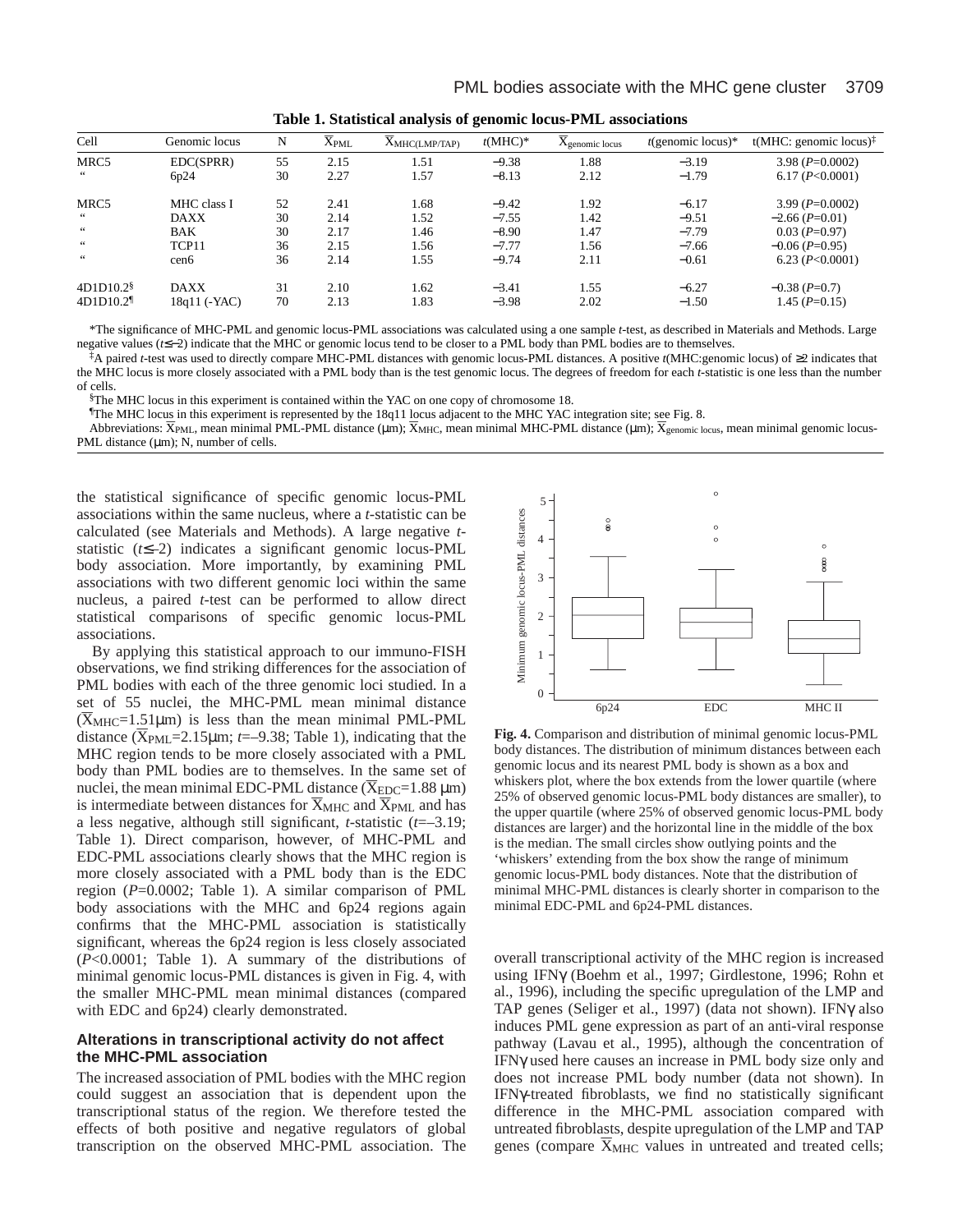**Table 1. Statistical analysis of genomic locus-PML associations**

| Cell | Genomic locus | N | $\bar{X}_{PML}$ | $\bar{X}_{MHC(LMP/TAP)}$ | $t$(MHC)* | $\bar{X}_{genomic\ locus}$ | $t$(genomic locus)* | t(MHC: genomic locus)‡ |
|---|---|---|---|---|---|---|---|---|
| MRC5 | EDC(SPRR) | 55 | 2.15 | 1.51 | −9.38 | 1.88 | −3.19 | 3.98 ($P$=0.0002) |
| " | 6p24 | 30 | 2.27 | 1.57 | −8.13 | 2.12 | −1.79 | 6.17 ($P$<0.0001) |
| MRC5 | MHC class I | 52 | 2.41 | 1.68 | −9.42 | 1.92 | −6.17 | 3.99 ($P$=0.0002) |
| " | DAXX | 30 | 2.14 | 1.52 | −7.55 | 1.42 | −9.51 | −2.66 ($P$=0.01) |
| " | BAK | 30 | 2.17 | 1.46 | −8.90 | 1.47 | −7.79 | 0.03 ($P$=0.97) |
| " | TCP11 | 36 | 2.15 | 1.56 | −7.77 | 1.56 | −7.66 | −0.06 ($P$=0.95) |
| " | cen6 | 36 | 2.14 | 1.55 | −9.74 | 2.11 | −0.61 | 6.23 ($P$<0.0001) |
| 4D1D10.2§ | DAXX | 31 | 2.10 | 1.62 | −3.41 | 1.55 | −6.27 | −0.38 ($P$=0.7) |
| 4D1D10.2¶ | 18q11 (-YAC) | 70 | 2.13 | 1.83 | −3.98 | 2.02 | −1.50 | 1.45 ($P$=0.15) |

*The significance of MHC-PML and genomic locus-PML associations was calculated using a one sample $t$-test, as described in Materials and Methods. Large negative values ($t$≤–2) indicate that the MHC or genomic locus tend to be closer to a PML body than PML bodies are to themselves.

‡A paired $t$-test was used to directly compare MHC-PML distances with genomic locus-PML distances. A positive $t$(MHC:genomic locus) of ≥2 indicates that the MHC locus is more closely associated with a PML body than is the test genomic locus. The degrees of freedom for each $t$-statistic is one less than the number of cells.

§The MHC locus in this experiment is contained within the YAC on one copy of chromosome 18.

¶The MHC locus in this experiment is represented by the 18q11 locus adjacent to the MHC YAC integration site; see Fig. 8.

Abbreviations: $\bar{X}_{PML}$, mean minimal PML-PML distance (μm); $\bar{X}_{MHC}$, mean minimal MHC-PML distance (μm); $\bar{X}_{genomic\ locus}$, mean minimal genomic locus-PML distance (μm); N, number of cells.

the statistical significance of specific genomic locus-PML associations within the same nucleus, where a $t$-statistic can be calculated (see Materials and Methods). A large negative $t$-statistic ($t$≤–2) indicates a significant genomic locus-PML body association. More importantly, by examining PML associations with two different genomic loci within the same nucleus, a paired $t$-test can be performed to allow direct statistical comparisons of specific genomic locus-PML associations.

By applying this statistical approach to our immuno-FISH observations, we find striking differences for the association of PML bodies with each of the three genomic loci studied. In a set of 55 nuclei, the MHC-PML mean minimal distance ($\bar{X}_{MHC}$=1.51μm) is less than the mean minimal PML-PML distance ($\bar{X}_{PML}$=2.15μm; $t$=–9.38; Table 1), indicating that the MHC region tends to be more closely associated with a PML body than PML bodies are to themselves. In the same set of nuclei, the mean minimal EDC-PML distance ($\bar{X}_{EDC}$=1.88 μm) is intermediate between distances for $\bar{X}_{MHC}$ and $\bar{X}_{PML}$ and has a less negative, although still significant, $t$-statistic ($t$=–3.19; Table 1). Direct comparison, however, of MHC-PML and EDC-PML associations clearly shows that the MHC region is more closely associated with a PML body than is the EDC region ($P$=0.0002; Table 1). A similar comparison of PML body associations with the MHC and 6p24 regions again confirms that the MHC-PML association is statistically significant, whereas the 6p24 region is less closely associated ($P$<0.0001; Table 1). A summary of the distributions of minimal genomic locus-PML distances is given in Fig. 4, with the smaller MHC-PML mean minimal distances (compared with EDC and 6p24) clearly demonstrated.

**Fig. 4.** Comparison and distribution of minimal genomic locus-PML body distances. The distribution of minimum distances between each genomic locus and its nearest PML body is shown as a box and whiskers plot, where the box extends from the lower quartile (where 25% of observed genomic locus-PML body distances are smaller), to the upper quartile (where 25% of observed genomic locus-PML body distances are larger) and the horizontal line in the middle of the box is the median. The small circles show outlying points and the 'whiskers' extending from the box show the range of minimum genomic locus-PML body distances. Note that the distribution of minimal MHC-PML distances is clearly shorter in comparison to the minimal EDC-PML and 6p24-PML distances.

### Alterations in transcriptional activity do not affect the MHC-PML association

The increased association of PML bodies with the MHC region could suggest an association that is dependent upon the transcriptional status of the region. We therefore tested the effects of both positive and negative regulators of global transcription on the observed MHC-PML association. The overall transcriptional activity of the MHC region is increased using IFNγ (Boehm et al., 1997; Girdlestone, 1996; Rohn et al., 1996), including the specific upregulation of the LMP and TAP genes (Seliger et al., 1997) (data not shown). IFNγ also induces PML gene expression as part of an anti-viral response pathway (Lavau et al., 1995), although the concentration of IFNγ used here causes an increase in PML body size only and does not increase PML body number (data not shown). In IFNγ-treated fibroblasts, we find no statistically significant difference in the MHC-PML association compared with untreated fibroblasts, despite upregulation of the LMP and TAP genes (compare $\bar{X}_{MHC}$ values in untreated and treated cells;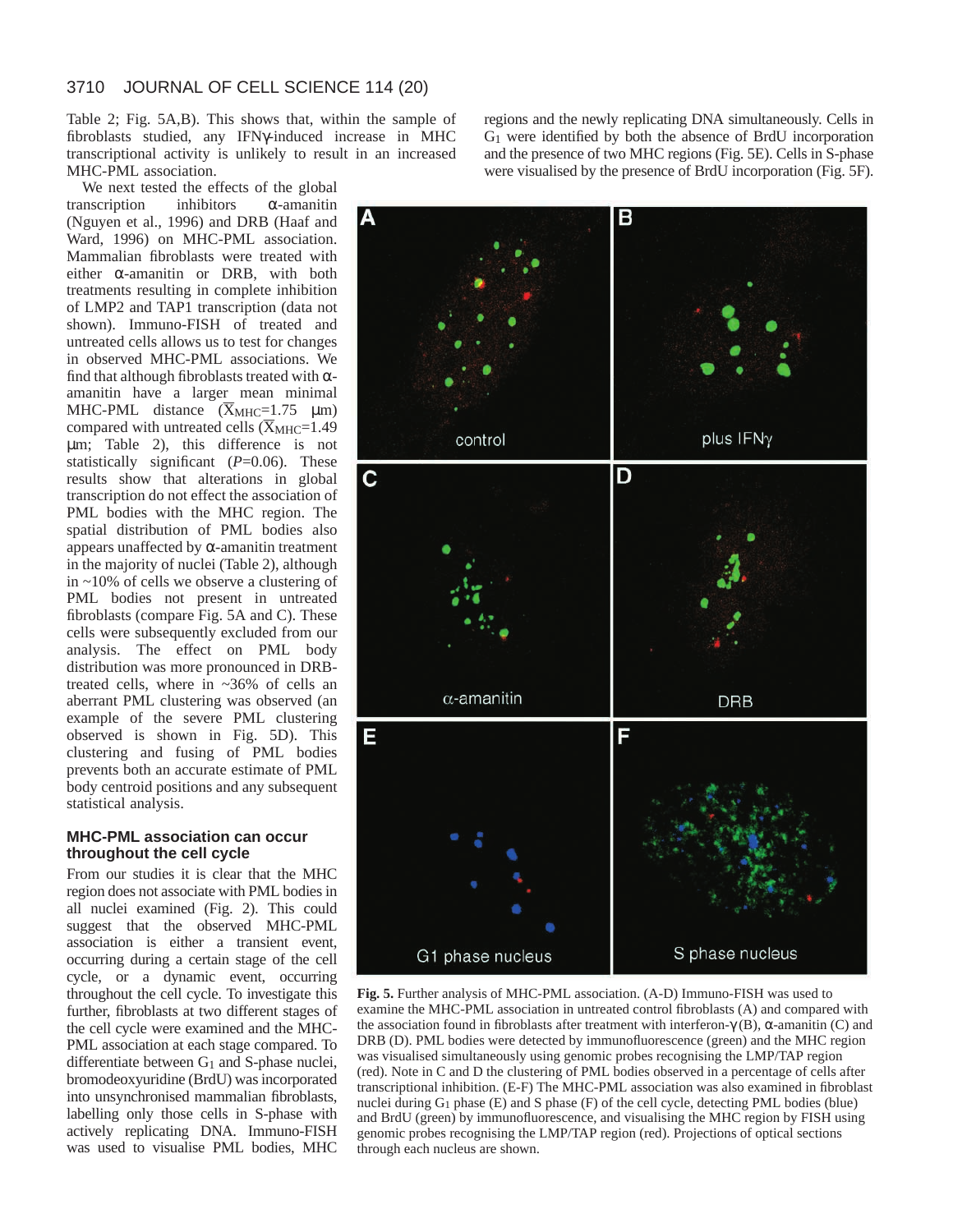Table 2; Fig. 5A,B). This shows that, within the sample of fibroblasts studied, any IFNγ-induced increase in MHC transcriptional activity is unlikely to result in an increased MHC-PML association.

We next tested the effects of the global transcription inhibitors α-amanitin (Nguyen et al., 1996) and DRB (Haaf and Ward, 1996) on MHC-PML association. Mammalian fibroblasts were treated with either α-amanitin or DRB, with both treatments resulting in complete inhibition of LMP2 and TAP1 transcription (data not shown). Immuno-FISH of treated and untreated cells allows us to test for changes in observed MHC-PML associations. We find that although fibroblasts treated with α-amanitin have a larger mean minimal MHC-PML distance ($\bar{X}_{MHC}$=1.75 μm) compared with untreated cells ($\bar{X}_{MHC}$=1.49 μm; Table 2), this difference is not statistically significant ($P$=0.06). These results show that alterations in global transcription do not effect the association of PML bodies with the MHC region. The spatial distribution of PML bodies also appears unaffected by α-amanitin treatment in the majority of nuclei (Table 2), although in ~10% of cells we observe a clustering of PML bodies not present in untreated fibroblasts (compare Fig. 5A and C). These cells were subsequently excluded from our analysis. The effect on PML body distribution was more pronounced in DRB-treated cells, where in ~36% of cells an aberrant PML clustering was observed (an example of the severe PML clustering observed is shown in Fig. 5D). This clustering and fusing of PML bodies prevents both an accurate estimate of PML body centroid positions and any subsequent statistical analysis.

### MHC-PML association can occur throughout the cell cycle

From our studies it is clear that the MHC region does not associate with PML bodies in all nuclei examined (Fig. 2). This could suggest that the observed MHC-PML association is either a transient event, occurring during a certain stage of the cell cycle, or a dynamic event, occurring throughout the cell cycle. To investigate this further, fibroblasts at two different stages of the cell cycle were examined and the MHC-PML association at each stage compared. To differentiate between $G_1$ and S-phase nuclei, bromodeoxyuridine (BrdU) was incorporated into unsynchronised mammalian fibroblasts, labelling only those cells in S-phase with actively replicating DNA. Immuno-FISH was used to visualise PML bodies, MHC regions and the newly replicating DNA simultaneously. Cells in $G_1$ were identified by both the absence of BrdU incorporation and the presence of two MHC regions (Fig. 5E). Cells in S-phase were visualised by the presence of BrdU incorporation (Fig. 5F).

**Fig. 5.** Further analysis of MHC-PML association. (A-D) Immuno-FISH was used to examine the MHC-PML association in untreated control fibroblasts (A) and compared with the association found in fibroblasts after treatment with interferon-γ (B), α-amanitin (C) and DRB (D). PML bodies were detected by immunofluorescence (green) and the MHC region was visualised simultaneously using genomic probes recognising the LMP/TAP region (red). Note in C and D the clustering of PML bodies observed in a percentage of cells after transcriptional inhibition. (E-F) The MHC-PML association was also examined in fibroblast nuclei during $G_1$ phase (E) and S phase (F) of the cell cycle, detecting PML bodies (blue) and BrdU (green) by immunofluorescence, and visualising the MHC region by FISH using genomic probes recognising the LMP/TAP region (red). Projections of optical sections through each nucleus are shown.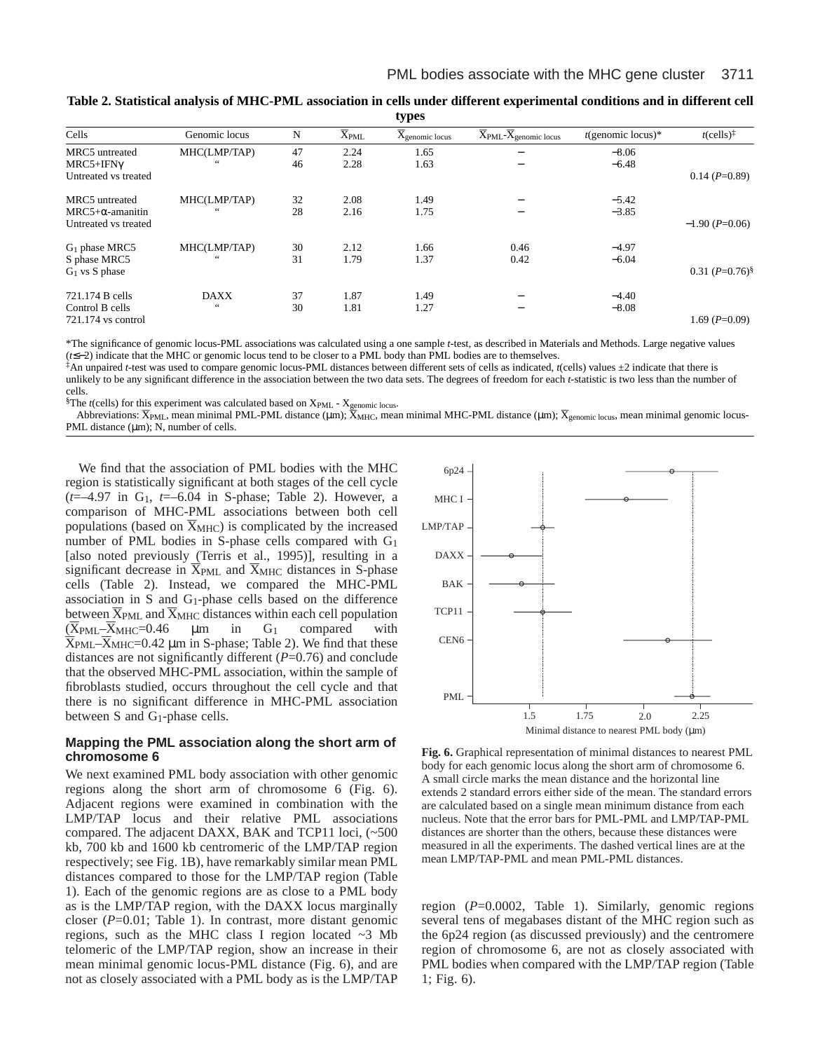**Table 2. Statistical analysis of MHC-PML association in cells under different experimental conditions and in different cell types**

| Cells | Genomic locus | N | $\overline{X}_{PML}$ | $\overline{X}_{genomic\ locus}$ | $\overline{X}_{PML}$-$\overline{X}_{genomic\ locus}$ | $t$(genomic locus)* | $t$(cells)‡ |
|---|---|---|---|---|---|---|---|
| MRC5 untreated | MHC(LMP/TAP) | 47 | 2.24 | 1.65 | – | −8.06 | |
| MRC5+IFNγ | “ | 46 | 2.28 | 1.63 | – | −6.48 | |
| Untreated vs treated | | | | | | | 0.14 ($P$=0.89) |
| MRC5 untreated | MHC(LMP/TAP) | 32 | 2.08 | 1.49 | – | −5.42 | |
| MRC5+α-amanitin | “ | 28 | 2.16 | 1.75 | – | −3.85 | |
| Untreated vs treated | | | | | | | −1.90 ($P$=0.06) |
| $G_1$ phase MRC5 | MHC(LMP/TAP) | 30 | 2.12 | 1.66 | 0.46 | −4.97 | |
| S phase MRC5 | “ | 31 | 1.79 | 1.37 | 0.42 | −6.04 | |
| $G_1$ vs S phase | | | | | | | 0.31 ($P$=0.76)§ |
| 721.174 B cells | DAXX | 37 | 1.87 | 1.49 | – | −4.40 | |
| Control B cells | “ | 30 | 1.81 | 1.27 | – | −8.08 | |
| 721.174 vs control | | | | | | | 1.69 ($P$=0.09) |

*The significance of genomic locus-PML associations was calculated using a one sample $t$-test, as described in Materials and Methods. Large negative values ($t$≤−2) indicate that the MHC or genomic locus tend to be closer to a PML body than PML bodies are to themselves.
‡An unpaired $t$-test was used to compare genomic locus-PML distances between different sets of cells as indicated, $t$(cells) values ±2 indicate that there is unlikely to be any significant difference in the association between the two data sets. The degrees of freedom for each $t$-statistic is two less than the number of cells.
§The $t$(cells) for this experiment was calculated based on $X_{PML}$ - $X_{genomic\ locus}$.
Abbreviations: $\overline{X}_{PML}$, mean minimal PML-PML distance (μm); $\overline{X}_{MHC}$, mean minimal MHC-PML distance (μm); $\overline{X}_{genomic\ locus}$, mean minimal genomic locus-PML distance (μm); N, number of cells.

We find that the association of PML bodies with the MHC region is statistically significant at both stages of the cell cycle ($t$=–4.97 in $G_1$, $t$=–6.04 in S-phase; Table 2). However, a comparison of MHC-PML associations between both cell populations (based on $\overline{X}_{MHC}$) is complicated by the increased number of PML bodies in S-phase cells compared with $G_1$ [also noted previously (Terris et al., 1995)], resulting in a significant decrease in $\overline{X}_{PML}$ and $\overline{X}_{MHC}$ distances in S-phase cells (Table 2). Instead, we compared the MHC-PML association in S and $G_1$-phase cells based on the difference between $\overline{X}_{PML}$ and $\overline{X}_{MHC}$ distances within each cell population ($\overline{X}_{PML}$–$\overline{X}_{MHC}$=0.46 μm in $G_1$ compared with $\overline{X}_{PML}$–$\overline{X}_{MHC}$=0.42 μm in S-phase; Table 2). We find that these distances are not significantly different ($P$=0.76) and conclude that the observed MHC-PML association, within the sample of fibroblasts studied, occurs throughout the cell cycle and that there is no significant difference in MHC-PML association between S and $G_1$-phase cells.

### Mapping the PML association along the short arm of chromosome 6

We next examined PML body association with other genomic regions along the short arm of chromosome 6 (Fig. 6). Adjacent regions were examined in combination with the LMP/TAP locus and their relative PML associations compared. The adjacent DAXX, BAK and TCP11 loci, (~500 kb, 700 kb and 1600 kb centromeric of the LMP/TAP region respectively; see Fig. 1B), have remarkably similar mean PML distances compared to those for the LMP/TAP region (Table 1). Each of the genomic regions are as close to a PML body as is the LMP/TAP region, with the DAXX locus marginally closer ($P$=0.01; Table 1). In contrast, more distant genomic regions, such as the MHC class I region located ~3 Mb telomeric of the LMP/TAP region, show an increase in their mean minimal genomic locus-PML distance (Fig. 6), and are not as closely associated with a PML body as is the LMP/TAP region ($P$=0.0002, Table 1). Similarly, genomic regions several tens of megabases distant of the MHC region such as the 6p24 region (as discussed previously) and the centromere region of chromosome 6, are not as closely associated with PML bodies when compared with the LMP/TAP region (Table 1; Fig. 6).

**Fig. 6.** Graphical representation of minimal distances to nearest PML body for each genomic locus along the short arm of chromosome 6. A small circle marks the mean distance and the horizontal line extends 2 standard errors either side of the mean. The standard errors are calculated based on a single mean minimum distance from each nucleus. Note that the error bars for PML-PML and LMP/TAP-PML distances are shorter than the others, because these distances were measured in all the experiments. The dashed vertical lines are at the mean LMP/TAP-PML and mean PML-PML distances.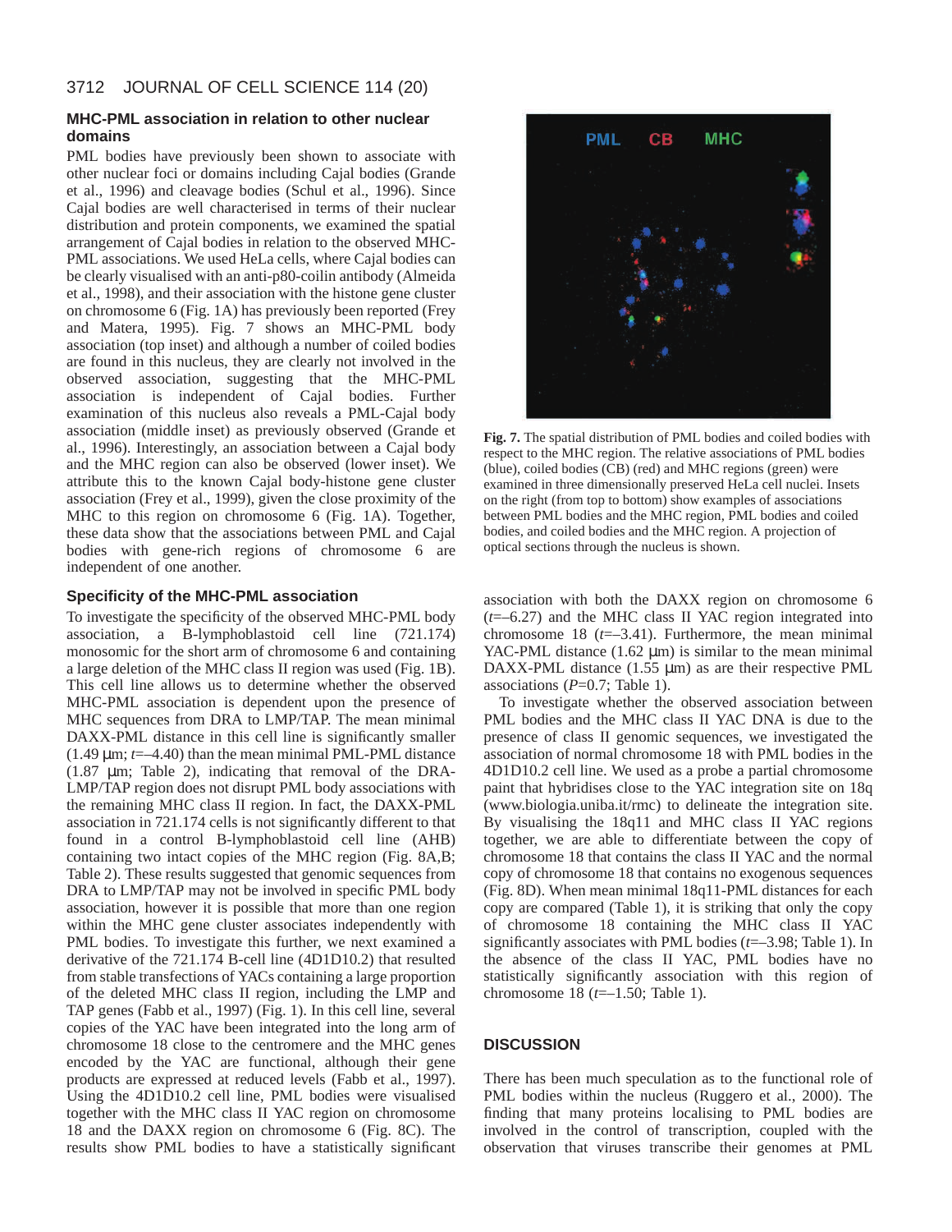### MHC-PML association in relation to other nuclear domains

PML bodies have previously been shown to associate with other nuclear foci or domains including Cajal bodies (Grande et al., 1996) and cleavage bodies (Schul et al., 1996). Since Cajal bodies are well characterised in terms of their nuclear distribution and protein components, we examined the spatial arrangement of Cajal bodies in relation to the observed MHC-PML associations. We used HeLa cells, where Cajal bodies can be clearly visualised with an anti-p80-coilin antibody (Almeida et al., 1998), and their association with the histone gene cluster on chromosome 6 (Fig. 1A) has previously been reported (Frey and Matera, 1995). Fig. 7 shows an MHC-PML body association (top inset) and although a number of coiled bodies are found in this nucleus, they are clearly not involved in the observed association, suggesting that the MHC-PML association is independent of Cajal bodies. Further examination of this nucleus also reveals a PML-Cajal body association (middle inset) as previously observed (Grande et al., 1996). Interestingly, an association between a Cajal body and the MHC region can also be observed (lower inset). We attribute this to the known Cajal body-histone gene cluster association (Frey et al., 1999), given the close proximity of the MHC to this region on chromosome 6 (Fig. 1A). Together, these data show that the associations between PML and Cajal bodies with gene-rich regions of chromosome 6 are independent of one another.

**Fig. 7.** The spatial distribution of PML bodies and coiled bodies with respect to the MHC region. The relative associations of PML bodies (blue), coiled bodies (CB) (red) and MHC regions (green) were examined in three dimensionally preserved HeLa cell nuclei. Insets on the right (from top to bottom) show examples of associations between PML bodies and the MHC region, PML bodies and coiled bodies, and coiled bodies and the MHC region. A projection of optical sections through the nucleus is shown.

### Specificity of the MHC-PML association

To investigate the specificity of the observed MHC-PML body association, a B-lymphoblastoid cell line (721.174) monosomic for the short arm of chromosome 6 and containing a large deletion of the MHC class II region was used (Fig. 1B). This cell line allows us to determine whether the observed MHC-PML association is dependent upon the presence of MHC sequences from DRA to LMP/TAP. The mean minimal DAXX-PML distance in this cell line is significantly smaller (1.49 μm; $t$=–4.40) than the mean minimal PML-PML distance (1.87 μm; Table 2), indicating that removal of the DRA-LMP/TAP region does not disrupt PML body associations with the remaining MHC class II region. In fact, the DAXX-PML association in 721.174 cells is not significantly different to that found in a control B-lymphoblastoid cell line (AHB) containing two intact copies of the MHC region (Fig. 8A,B; Table 2). These results suggested that genomic sequences from DRA to LMP/TAP may not be involved in specific PML body association, however it is possible that more than one region within the MHC gene cluster associates independently with PML bodies. To investigate this further, we next examined a derivative of the 721.174 B-cell line (4D1D10.2) that resulted from stable transfections of YACs containing a large proportion of the deleted MHC class II region, including the LMP and TAP genes (Fabb et al., 1997) (Fig. 1). In this cell line, several copies of the YAC have been integrated into the long arm of chromosome 18 close to the centromere and the MHC genes encoded by the YAC are functional, although their gene products are expressed at reduced levels (Fabb et al., 1997). Using the 4D1D10.2 cell line, PML bodies were visualised together with the MHC class II YAC region on chromosome 18 and the DAXX region on chromosome 6 (Fig. 8C). The results show PML bodies to have a statistically significant association with both the DAXX region on chromosome 6 ($t$=–6.27) and the MHC class II YAC region integrated into chromosome 18 ($t$=–3.41). Furthermore, the mean minimal YAC-PML distance (1.62 μm) is similar to the mean minimal DAXX-PML distance (1.55 μm) as are their respective PML associations ($P$=0.7; Table 1).

To investigate whether the observed association between PML bodies and the MHC class II YAC DNA is due to the presence of class II genomic sequences, we investigated the association of normal chromosome 18 with PML bodies in the 4D1D10.2 cell line. We used as a probe a partial chromosome paint that hybridises close to the YAC integration site on 18q (www.biologia.uniba.it/rmc) to delineate the integration site. By visualising the 18q11 and MHC class II YAC regions together, we are able to differentiate between the copy of chromosome 18 that contains the class II YAC and the normal copy of chromosome 18 that contains no exogenous sequences (Fig. 8D). When mean minimal 18q11-PML distances for each copy are compared (Table 1), it is striking that only the copy of chromosome 18 containing the MHC class II YAC significantly associates with PML bodies ($t$=–3.98; Table 1). In the absence of the class II YAC, PML bodies have no statistically significant association with this region of chromosome 18 ($t$=–1.50; Table 1).

## DISCUSSION

There has been much speculation as to the functional role of PML bodies within the nucleus (Ruggero et al., 2000). The finding that many proteins localising to PML bodies are involved in the control of transcription, coupled with the observation that viruses transcribe their genomes at PML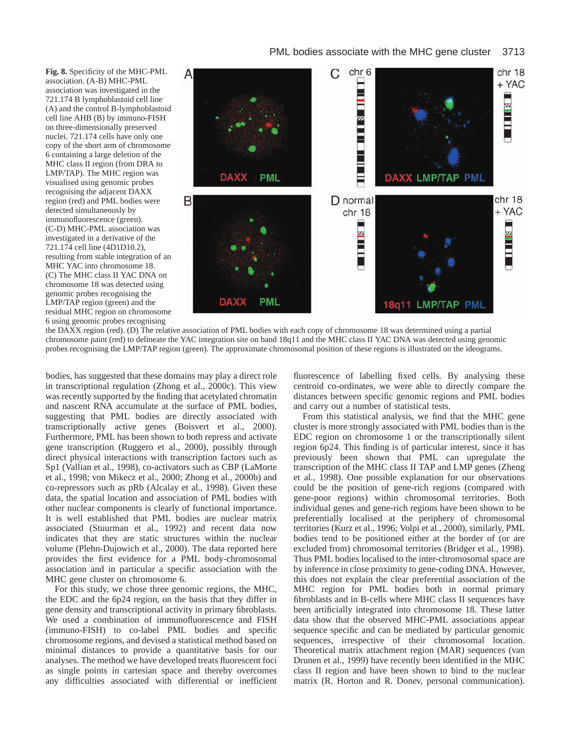**Fig. 8.** Specificity of the MHC-PML association. (A-B) MHC-PML association was investigated in the 721.174 B lymphoblastoid cell line (A) and the control B-lymphoblastoid cell line AHB (B) by immuno-FISH on three-dimensionally preserved nuclei. 721.174 cells have only one copy of the short arm of chromosome 6 containing a large deletion of the MHC class II region (from DRA to LMP/TAP). The MHC region was visualised using genomic probes recognising the adjacent DAXX region (red) and PML bodies were detected simultaneously by immunofluorescence (green). (C-D) MHC-PML association was investigated in a derivative of the 721.174 cell line (4D1D10.2), resulting from stable integration of an MHC YAC into chromosome 18. (C) The MHC class II YAC DNA on chromosome 18 was detected using genomic probes recognising the LMP/TAP region (green) and the residual MHC region on chromosome 6 using genomic probes recognising the DAXX region (red). (D) The relative association of PML bodies with each copy of chromosome 18 was determined using a partial chromosome paint (red) to delineate the YAC integration site on band 18q11 and the MHC class II YAC DNA was detected using genomic probes recognising the LMP/TAP region (green). The approximate chromosomal position of these regions is illustrated on the ideograms.

bodies, has suggested that these domains may play a direct role in transcriptional regulation (Zhong et al., 2000c). This view was recently supported by the finding that acetylated chromatin and nascent RNA accumulate at the surface of PML bodies, suggesting that PML bodies are directly associated with transcriptionally active genes (Boisvert et al., 2000). Furthermore, PML has been shown to both repress and activate gene transcription (Ruggero et al., 2000), possibly through direct physical interactions with transcription factors such as Sp1 (Vallian et al., 1998), co-activators such as CBP (LaMorte et al., 1998; von Mikecz et al., 2000; Zhong et al., 2000b) and co-repressors such as pRb (Alcalay et al., 1998). Given these data, the spatial location and association of PML bodies with other nuclear components is clearly of functional importance. It is well established that PML bodies are nuclear matrix associated (Stuurman et al., 1992) and recent data now indicates that they are static structures within the nuclear volume (Plehn-Dujowich et al., 2000). The data reported here provides the first evidence for a PML body-chromosomal association and in particular a specific association with the MHC gene cluster on chromosome 6.

For this study, we chose three genomic regions, the MHC, the EDC and the 6p24 region, on the basis that they differ in gene density and transcriptional activity in primary fibroblasts. We used a combination of immunofluorescence and FISH (immuno-FISH) to co-label PML bodies and specific chromosome regions, and devised a statistical method based on minimal distances to provide a quantitative basis for our analyses. The method we have developed treats fluorescent foci as single points in cartesian space and thereby overcomes any difficulties associated with differential or inefficient fluorescence of labelling fixed cells. By analysing these centroid co-ordinates, we were able to directly compare the distances between specific genomic regions and PML bodies and carry out a number of statistical tests.

From this statistical analysis, we find that the MHC gene cluster is more strongly associated with PML bodies than is the EDC region on chromosome 1 or the transcriptionally silent region 6p24. This finding is of particular interest, since it has previously been shown that PML can upregulate the transcription of the MHC class II TAP and LMP genes (Zheng et al., 1998). One possible explanation for our observations could be the position of gene-rich regions (compared with gene-poor regions) within chromosomal territories. Both individual genes and gene-rich regions have been shown to be preferentially localised at the periphery of chromosomal territories (Kurz et al., 1996; Volpi et al., 2000), similarly, PML bodies tend to be positioned either at the border of (or are excluded from) chromosomal territories (Bridger et al., 1998). Thus PML bodies localised to the inter-chromosomal space are by inference in close proximity to gene-coding DNA. However, this does not explain the clear preferential association of the MHC region for PML bodies both in normal primary fibroblasts and in B-cells where MHC class II sequences have been artificially integrated into chromosome 18. These latter data show that the observed MHC-PML associations appear sequence specific and can be mediated by particular genomic sequences, irrespective of their chromosomal location. Theoretical matrix attachment region (MAR) sequences (van Drunen et al., 1999) have recently been identified in the MHC class II region and have been shown to bind to the nuclear matrix (R. Horton and R. Donev, personal communication).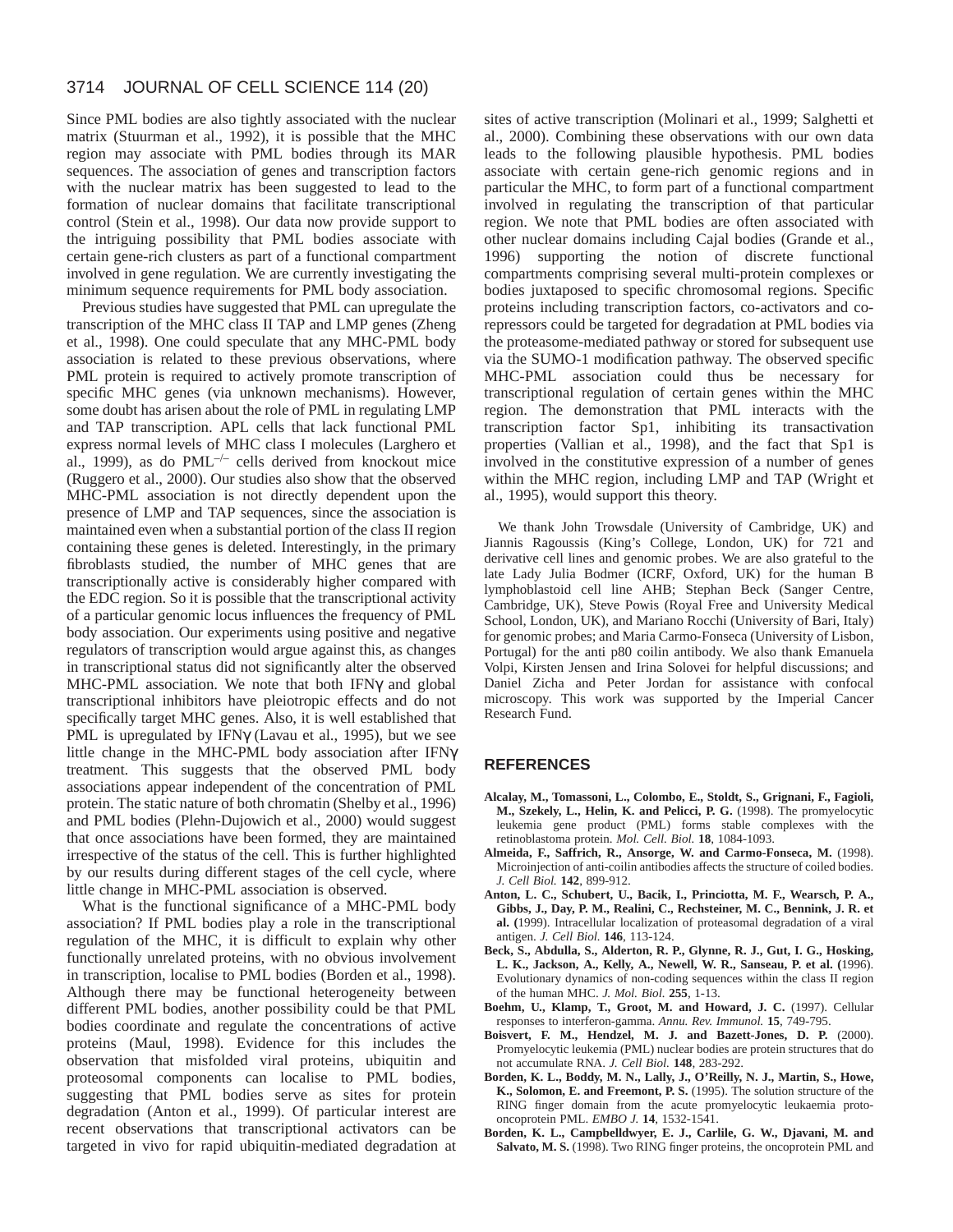Since PML bodies are also tightly associated with the nuclear matrix (Stuurman et al., 1992), it is possible that the MHC region may associate with PML bodies through its MAR sequences. The association of genes and transcription factors with the nuclear matrix has been suggested to lead to the formation of nuclear domains that facilitate transcriptional control (Stein et al., 1998). Our data now provide support to the intriguing possibility that PML bodies associate with certain gene-rich clusters as part of a functional compartment involved in gene regulation. We are currently investigating the minimum sequence requirements for PML body association.

Previous studies have suggested that PML can upregulate the transcription of the MHC class II TAP and LMP genes (Zheng et al., 1998). One could speculate that any MHC-PML body association is related to these previous observations, where PML protein is required to actively promote transcription of specific MHC genes (via unknown mechanisms). However, some doubt has arisen about the role of PML in regulating LMP and TAP transcription. APL cells that lack functional PML express normal levels of MHC class I molecules (Larghero et al., 1999), as do PML$^{-/-}$ cells derived from knockout mice (Ruggero et al., 2000). Our studies also show that the observed MHC-PML association is not directly dependent upon the presence of LMP and TAP sequences, since the association is maintained even when a substantial portion of the class II region containing these genes is deleted. Interestingly, in the primary fibroblasts studied, the number of MHC genes that are transcriptionally active is considerably higher compared with the EDC region. So it is possible that the transcriptional activity of a particular genomic locus influences the frequency of PML body association. Our experiments using positive and negative regulators of transcription would argue against this, as changes in transcriptional status did not significantly alter the observed MHC-PML association. We note that both IFNγ and global transcriptional inhibitors have pleiotropic effects and do not specifically target MHC genes. Also, it is well established that PML is upregulated by IFNγ (Lavau et al., 1995), but we see little change in the MHC-PML body association after IFNγ treatment. This suggests that the observed PML body associations appear independent of the concentration of PML protein. The static nature of both chromatin (Shelby et al., 1996) and PML bodies (Plehn-Dujowich et al., 2000) would suggest that once associations have been formed, they are maintained irrespective of the status of the cell. This is further highlighted by our results during different stages of the cell cycle, where little change in MHC-PML association is observed.

What is the functional significance of a MHC-PML body association? If PML bodies play a role in the transcriptional regulation of the MHC, it is difficult to explain why other functionally unrelated proteins, with no obvious involvement in transcription, localise to PML bodies (Borden et al., 1998). Although there may be functional heterogeneity between different PML bodies, another possibility could be that PML bodies coordinate and regulate the concentrations of active proteins (Maul, 1998). Evidence for this includes the observation that misfolded viral proteins, ubiquitin and proteosomal components can localise to PML bodies, suggesting that PML bodies serve as sites for protein degradation (Anton et al., 1999). Of particular interest are recent observations that transcriptional activators can be targeted in vivo for rapid ubiquitin-mediated degradation at sites of active transcription (Molinari et al., 1999; Salghetti et al., 2000). Combining these observations with our own data leads to the following plausible hypothesis. PML bodies associate with certain gene-rich genomic regions and in particular the MHC, to form part of a functional compartment involved in regulating the transcription of that particular region. We note that PML bodies are often associated with other nuclear domains including Cajal bodies (Grande et al., 1996) supporting the notion of discrete functional compartments comprising several multi-protein complexes or bodies juxtaposed to specific chromosomal regions. Specific proteins including transcription factors, co-activators and co-repressors could be targeted for degradation at PML bodies via the proteasome-mediated pathway or stored for subsequent use via the SUMO-1 modification pathway. The observed specific MHC-PML association could thus be necessary for transcriptional regulation of certain genes within the MHC region. The demonstration that PML interacts with the transcription factor Sp1, inhibiting its transactivation properties (Vallian et al., 1998), and the fact that Sp1 is involved in the constitutive expression of a number of genes within the MHC region, including LMP and TAP (Wright et al., 1995), would support this theory.

We thank John Trowsdale (University of Cambridge, UK) and Jiannis Ragoussis (King's College, London, UK) for 721 and derivative cell lines and genomic probes. We are also grateful to the late Lady Julia Bodmer (ICRF, Oxford, UK) for the human B lymphoblastoid cell line AHB; Stephan Beck (Sanger Centre, Cambridge, UK), Steve Powis (Royal Free and University Medical School, London, UK), and Mariano Rocchi (University of Bari, Italy) for genomic probes; and Maria Carmo-Fonseca (University of Lisbon, Portugal) for the anti p80 coilin antibody. We also thank Emanuela Volpi, Kirsten Jensen and Irina Solovei for helpful discussions; and Daniel Zicha and Peter Jordan for assistance with confocal microscopy. This work was supported by the Imperial Cancer Research Fund.

## REFERENCES

**Alcalay, M., Tomassoni, L., Colombo, E., Stoldt, S., Grignani, F., Fagioli, M., Szekely, L., Helin, K. and Pelicci, P. G.** (1998). The promyelocytic leukemia gene product (PML) forms stable complexes with the retinoblastoma protein. *Mol. Cell. Biol.* **18**, 1084-1093.

**Almeida, F., Saffrich, R., Ansorge, W. and Carmo-Fonseca, M.** (1998). Microinjection of anti-coilin antibodies affects the structure of coiled bodies. *J. Cell Biol.* **142**, 899-912.

**Anton, L. C., Schubert, U., Bacik, I., Princiotta, M. F., Wearsch, P. A., Gibbs, J., Day, P. M., Realini, C., Rechsteiner, M. C., Bennink, J. R. et al.** (1999). Intracellular localization of proteasomal degradation of a viral antigen. *J. Cell Biol.* **146**, 113-124.

**Beck, S., Abdulla, S., Alderton, R. P., Glynne, R. J., Gut, I. G., Hosking, L. K., Jackson, A., Kelly, A., Newell, W. R., Sanseau, P. et al.** (1996). Evolutionary dynamics of non-coding sequences within the class II region of the human MHC. *J. Mol. Biol.* **255**, 1-13.

**Boehm, U., Klamp, T., Groot, M. and Howard, J. C.** (1997). Cellular responses to interferon-gamma. *Annu. Rev. Immunol.* **15**, 749-795.

**Boisvert, F. M., Hendzel, M. J. and Bazett-Jones, D. P.** (2000). Promyelocytic leukemia (PML) nuclear bodies are protein structures that do not accumulate RNA. *J. Cell Biol.* **148**, 283-292.

**Borden, K. L., Boddy, M. N., Lally, J., O'Reilly, N. J., Martin, S., Howe, K., Solomon, E. and Freemont, P. S.** (1995). The solution structure of the RING finger domain from the acute promyelocytic leukaemia proto-oncoprotein PML. *EMBO J.* **14**, 1532-1541.

**Borden, K. L., Campbelldwyer, E. J., Carlile, G. W., Djavani, M. and Salvato, M. S.** (1998). Two RING finger proteins, the oncoprotein PML and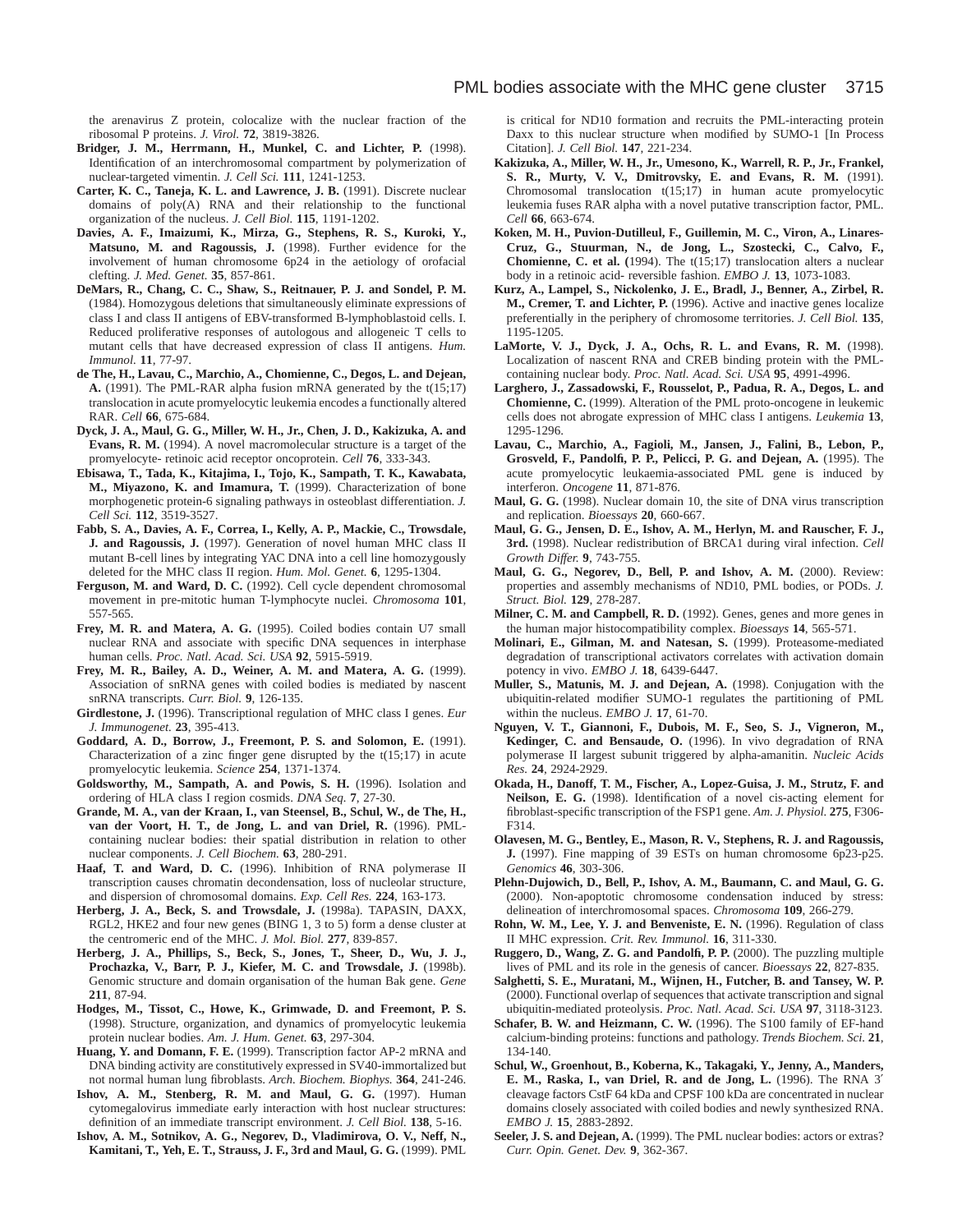the arenavirus Z protein, colocalize with the nuclear fraction of the ribosomal P proteins. *J. Virol.* **72**, 3819-3826.

**Bridger, J. M., Herrmann, H., Munkel, C. and Lichter, P.** (1998). Identification of an interchromosomal compartment by polymerization of nuclear-targeted vimentin. *J. Cell Sci.* **111**, 1241-1253.

**Carter, K. C., Taneja, K. L. and Lawrence, J. B.** (1991). Discrete nuclear domains of poly(A) RNA and their relationship to the functional organization of the nucleus. *J. Cell Biol.* **115**, 1191-1202.

**Davies, A. F., Imaizumi, K., Mirza, G., Stephens, R. S., Kuroki, Y., Matsuno, M. and Ragoussis, J.** (1998). Further evidence for the involvement of human chromosome 6p24 in the aetiology of orofacial clefting. *J. Med. Genet.* **35**, 857-861.

**DeMars, R., Chang, C. C., Shaw, S., Reitnauer, P. J. and Sondel, P. M.** (1984). Homozygous deletions that simultaneously eliminate expressions of class I and class II antigens of EBV-transformed B-lymphoblastoid cells. I. Reduced proliferative responses of autologous and allogeneic T cells to mutant cells that have decreased expression of class II antigens. *Hum. Immunol.* **11**, 77-97.

**de The, H., Lavau, C., Marchio, A., Chomienne, C., Degos, L. and Dejean, A.** (1991). The PML-RAR alpha fusion mRNA generated by the t(15;17) translocation in acute promyelocytic leukemia encodes a functionally altered RAR. *Cell* **66**, 675-684.

**Dyck, J. A., Maul, G. G., Miller, W. H., Jr., Chen, J. D., Kakizuka, A. and Evans, R. M.** (1994). A novel macromolecular structure is a target of the promyelocyte- retinoic acid receptor oncoprotein. *Cell* **76**, 333-343.

**Ebisawa, T., Tada, K., Kitajima, I., Tojo, K., Sampath, T. K., Kawabata, M., Miyazono, K. and Imamura, T.** (1999). Characterization of bone morphogenetic protein-6 signaling pathways in osteoblast differentiation. *J. Cell Sci.* **112**, 3519-3527.

**Fabb, S. A., Davies, A. F., Correa, I., Kelly, A. P., Mackie, C., Trowsdale, J. and Ragoussis, J.** (1997). Generation of novel human MHC class II mutant B-cell lines by integrating YAC DNA into a cell line homozygously deleted for the MHC class II region. *Hum. Mol. Genet.* **6**, 1295-1304.

**Ferguson, M. and Ward, D. C.** (1992). Cell cycle dependent chromosomal movement in pre-mitotic human T-lymphocyte nuclei. *Chromosoma* **101**, 557-565.

**Frey, M. R. and Matera, A. G.** (1995). Coiled bodies contain U7 small nuclear RNA and associate with specific DNA sequences in interphase human cells. *Proc. Natl. Acad. Sci. USA* **92**, 5915-5919.

**Frey, M. R., Bailey, A. D., Weiner, A. M. and Matera, A. G.** (1999). Association of snRNA genes with coiled bodies is mediated by nascent snRNA transcripts. *Curr. Biol.* **9**, 126-135.

**Girdlestone, J.** (1996). Transcriptional regulation of MHC class I genes. *Eur J. Immunogenet.* **23**, 395-413.

**Goddard, A. D., Borrow, J., Freemont, P. S. and Solomon, E.** (1991). Characterization of a zinc finger gene disrupted by the t(15;17) in acute promyelocytic leukemia. *Science* **254**, 1371-1374.

**Goldsworthy, M., Sampath, A. and Powis, S. H.** (1996). Isolation and ordering of HLA class I region cosmids. *DNA Seq.* **7**, 27-30.

**Grande, M. A., van der Kraan, I., van Steensel, B., Schul, W., de The, H., van der Voort, H. T., de Jong, L. and van Driel, R.** (1996). PML-containing nuclear bodies: their spatial distribution in relation to other nuclear components. *J. Cell Biochem.* **63**, 280-291.

**Haaf, T. and Ward, D. C.** (1996). Inhibition of RNA polymerase II transcription causes chromatin decondensation, loss of nucleolar structure, and dispersion of chromosomal domains. *Exp. Cell Res.* **224**, 163-173.

**Herberg, J. A., Beck, S. and Trowsdale, J.** (1998a). TAPASIN, DAXX, RGL2, HKE2 and four new genes (BING 1, 3 to 5) form a dense cluster at the centromeric end of the MHC. *J. Mol. Biol.* **277**, 839-857.

**Herberg, J. A., Phillips, S., Beck, S., Jones, T., Sheer, D., Wu, J. J., Prochazka, V., Barr, P. J., Kiefer, M. C. and Trowsdale, J.** (1998b). Genomic structure and domain organisation of the human Bak gene. *Gene* **211**, 87-94.

**Hodges, M., Tissot, C., Howe, K., Grimwade, D. and Freemont, P. S.** (1998). Structure, organization, and dynamics of promyelocytic leukemia protein nuclear bodies. *Am. J. Hum. Genet.* **63**, 297-304.

**Huang, Y. and Domann, F. E.** (1999). Transcription factor AP-2 mRNA and DNA binding activity are constitutively expressed in SV40-immortalized but not normal human lung fibroblasts. *Arch. Biochem. Biophys.* **364**, 241-246.

**Ishov, A. M., Stenberg, R. M. and Maul, G. G.** (1997). Human cytomegalovirus immediate early interaction with host nuclear structures: definition of an immediate transcript environment. *J. Cell Biol.* **138**, 5-16.

**Ishov, A. M., Sotnikov, A. G., Negorev, D., Vladimirova, O. V., Neff, N., Kamitani, T., Yeh, E. T., Strauss, J. F., 3rd and Maul, G. G.** (1999). PML is critical for ND10 formation and recruits the PML-interacting protein Daxx to this nuclear structure when modified by SUMO-1 [In Process Citation]. *J. Cell Biol.* **147**, 221-234.

**Kakizuka, A., Miller, W. H., Jr., Umesono, K., Warrell, R. P., Jr., Frankel, S. R., Murty, V. V., Dmitrovsky, E. and Evans, R. M.** (1991). Chromosomal translocation t(15;17) in human acute promyelocytic leukemia fuses RAR alpha with a novel putative transcription factor, PML. *Cell* **66**, 663-674.

**Koken, M. H., Puvion-Dutilleul, F., Guillemin, M. C., Viron, A., Linares-Cruz, G., Stuurman, N., de Jong, L., Szostecki, C., Calvo, F., Chomienne, C. et al. (**1994). The t(15;17) translocation alters a nuclear body in a retinoic acid- reversible fashion. *EMBO J.* **13**, 1073-1083.

**Kurz, A., Lampel, S., Nickolenko, J. E., Bradl, J., Benner, A., Zirbel, R. M., Cremer, T. and Lichter, P.** (1996). Active and inactive genes localize preferentially in the periphery of chromosome territories. *J. Cell Biol.* **135**, 1195-1205.

**LaMorte, V. J., Dyck, J. A., Ochs, R. L. and Evans, R. M.** (1998). Localization of nascent RNA and CREB binding protein with the PML-containing nuclear body. *Proc. Natl. Acad. Sci. USA* **95**, 4991-4996.

**Larghero, J., Zassadowski, F., Rousselot, P., Padua, R. A., Degos, L. and Chomienne, C.** (1999). Alteration of the PML proto-oncogene in leukemic cells does not abrogate expression of MHC class I antigens. *Leukemia* **13**, 1295-1296.

**Lavau, C., Marchio, A., Fagioli, M., Jansen, J., Falini, B., Lebon, P., Grosveld, F., Pandolfi, P. P., Pelicci, P. G. and Dejean, A.** (1995). The acute promyelocytic leukaemia-associated PML gene is induced by interferon. *Oncogene* **11**, 871-876.

**Maul, G. G.** (1998). Nuclear domain 10, the site of DNA virus transcription and replication. *Bioessays* **20**, 660-667.

**Maul, G. G., Jensen, D. E., Ishov, A. M., Herlyn, M. and Rauscher, F. J., 3rd.** (1998). Nuclear redistribution of BRCA1 during viral infection. *Cell Growth Differ.* **9**, 743-755.

**Maul, G. G., Negorev, D., Bell, P. and Ishov, A. M.** (2000). Review: properties and assembly mechanisms of ND10, PML bodies, or PODs. *J. Struct. Biol.* **129**, 278-287.

**Milner, C. M. and Campbell, R. D.** (1992). Genes, genes and more genes in the human major histocompatibility complex. *Bioessays* **14**, 565-571.

**Molinari, E., Gilman, M. and Natesan, S.** (1999). Proteasome-mediated degradation of transcriptional activators correlates with activation domain potency in vivo. *EMBO J.* **18**, 6439-6447.

**Muller, S., Matunis, M. J. and Dejean, A.** (1998). Conjugation with the ubiquitin-related modifier SUMO-1 regulates the partitioning of PML within the nucleus. *EMBO J.* **17**, 61-70.

**Nguyen, V. T., Giannoni, F., Dubois, M. F., Seo, S. J., Vigneron, M., Kedinger, C. and Bensaude, O.** (1996). In vivo degradation of RNA polymerase II largest subunit triggered by alpha-amanitin. *Nucleic Acids Res.* **24**, 2924-2929.

**Okada, H., Danoff, T. M., Fischer, A., Lopez-Guisa, J. M., Strutz, F. and Neilson, E. G.** (1998). Identification of a novel cis-acting element for fibroblast-specific transcription of the FSP1 gene. *Am. J. Physiol.* **275**, F306-F314.

**Olavesen, M. G., Bentley, E., Mason, R. V., Stephens, R. J. and Ragoussis, J.** (1997). Fine mapping of 39 ESTs on human chromosome 6p23-p25. *Genomics* **46**, 303-306.

**Plehn-Dujowich, D., Bell, P., Ishov, A. M., Baumann, C. and Maul, G. G.** (2000). Non-apoptotic chromosome condensation induced by stress: delineation of interchromosomal spaces. *Chromosoma* **109**, 266-279.

**Rohn, W. M., Lee, Y. J. and Benveniste, E. N.** (1996). Regulation of class II MHC expression. *Crit. Rev. Immunol.* **16**, 311-330.

**Ruggero, D., Wang, Z. G. and Pandolfi, P. P.** (2000). The puzzling multiple lives of PML and its role in the genesis of cancer. *Bioessays* **22**, 827-835.

**Salghetti, S. E., Muratani, M., Wijnen, H., Futcher, B. and Tansey, W. P.** (2000). Functional overlap of sequences that activate transcription and signal ubiquitin-mediated proteolysis. *Proc. Natl. Acad. Sci. USA* **97**, 3118-3123.

**Schafer, B. W. and Heizmann, C. W.** (1996). The S100 family of EF-hand calcium-binding proteins: functions and pathology. *Trends Biochem. Sci.* **21**, 134-140.

**Schul, W., Groenhout, B., Koberna, K., Takagaki, Y., Jenny, A., Manders, E. M., Raska, I., van Driel, R. and de Jong, L.** (1996). The RNA 3′ cleavage factors CstF 64 kDa and CPSF 100 kDa are concentrated in nuclear domains closely associated with coiled bodies and newly synthesized RNA. *EMBO J.* **15**, 2883-2892.

**Seeler, J. S. and Dejean, A.** (1999). The PML nuclear bodies: actors or extras? *Curr. Opin. Genet. Dev.* **9**, 362-367.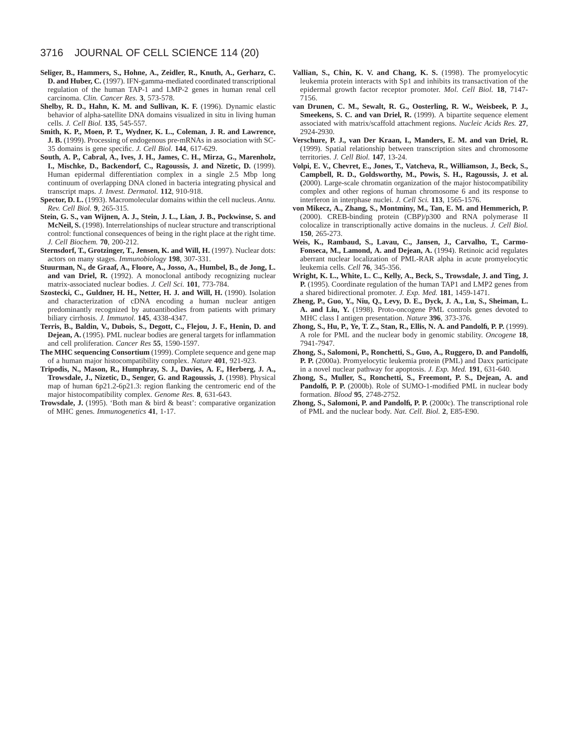**Seliger, B., Hammers, S., Hohne, A., Zeidler, R., Knuth, A., Gerharz, C. D. and Huber, C.** (1997). IFN-gamma-mediated coordinated transcriptional regulation of the human TAP-1 and LMP-2 genes in human renal cell carcinoma. *Clin. Cancer Res.* **3**, 573-578.

**Shelby, R. D., Hahn, K. M. and Sullivan, K. F.** (1996). Dynamic elastic behavior of alpha-satellite DNA domains visualized in situ in living human cells. *J. Cell Biol.* **135**, 545-557.

**Smith, K. P., Moen, P. T., Wydner, K. L., Coleman, J. R. and Lawrence, J. B.** (1999). Processing of endogenous pre-mRNAs in association with SC-35 domains is gene specific. *J. Cell Biol.* **144**, 617-629.

**South, A. P., Cabral, A., Ives, J. H., James, C. H., Mirza, G., Marenholz, I., Mischke, D., Backendorf, C., Ragoussis, J. and Nizetic, D.** (1999). Human epidermal differentiation complex in a single 2.5 Mbp long continuum of overlapping DNA cloned in bacteria integrating physical and transcript maps. *J. Invest. Dermatol.* **112**, 910-918.

**Spector, D. L.** (1993). Macromolecular domains within the cell nucleus. *Annu. Rev. Cell Biol.* **9**, 265-315.

**Stein, G. S., van Wijnen, A. J., Stein, J. L., Lian, J. B., Pockwinse, S. and McNeil, S.** (1998). Interrelationships of nuclear structure and transcriptional control: functional consequences of being in the right place at the right time. *J. Cell Biochem.* **70**, 200-212.

**Sternsdorf, T., Grotzinger, T., Jensen, K. and Will, H.** (1997). Nuclear dots: actors on many stages. *Immunobiology* **198**, 307-331.

**Stuurman, N., de Graaf, A., Floore, A., Josso, A., Humbel, B., de Jong, L. and van Driel, R.** (1992). A monoclonal antibody recognizing nuclear matrix-associated nuclear bodies. *J. Cell Sci.* **101**, 773-784.

**Szostecki, C., Guldner, H. H., Netter, H. J. and Will, H.** (1990). Isolation and characterization of cDNA encoding a human nuclear antigen predominantly recognized by autoantibodies from patients with primary biliary cirrhosis. *J. Immunol.* **145**, 4338-4347.

**Terris, B., Baldin, V., Dubois, S., Degott, C., Flejou, J. F., Henin, D. and Dejean, A.** (1995). PML nuclear bodies are general targets for inflammation and cell proliferation. *Cancer Res* **55**, 1590-1597.

**The MHC sequencing Consortium** (1999). Complete sequence and gene map of a human major histocompatibility complex. *Nature* **401**, 921-923.

**Tripodis, N., Mason, R., Humphray, S. J., Davies, A. F., Herberg, J. A., Trowsdale, J., Nizetic, D., Senger, G. and Ragoussis, J.** (1998). Physical map of human 6p21.2-6p21.3: region flanking the centromeric end of the major histocompatibility complex. *Genome Res.* **8**, 631-643.

**Trowsdale, J.** (1995). 'Both man & bird & beast': comparative organization of MHC genes. *Immunogenetics* **41**, 1-17.

**Vallian, S., Chin, K. V. and Chang, K. S.** (1998). The promyelocytic leukemia protein interacts with Sp1 and inhibits its transactivation of the epidermal growth factor receptor promoter. *Mol. Cell Biol.* **18**, 7147-7156.

**van Drunen, C. M., Sewalt, R. G., Oosterling, R. W., Weisbeek, P. J., Smeekens, S. C. and van Driel, R.** (1999). A bipartite sequence element associated with matrix/scaffold attachment regions. *Nucleic Acids Res.* **27**, 2924-2930.

**Verschure, P. J., van Der Kraan, I., Manders, E. M. and van Driel, R.** (1999). Spatial relationship between transcription sites and chromosome territories. *J. Cell Biol.* **147**, 13-24.

**Volpi, E. V., Chevret, E., Jones, T., Vatcheva, R., Williamson, J., Beck, S., Campbell, R. D., Goldsworthy, M., Powis, S. H., Ragoussis, J. et al. (**2000). Large-scale chromatin organization of the major histocompatibility complex and other regions of human chromosome 6 and its response to interferon in interphase nuclei. *J. Cell Sci.* **113**, 1565-1576.

**von Mikecz, A., Zhang, S., Montminy, M., Tan, E. M. and Hemmerich, P.** (2000). CREB-binding protein (CBP)/p300 and RNA polymerase II colocalize in transcriptionally active domains in the nucleus. *J. Cell Biol.* **150**, 265-273.

**Weis, K., Rambaud, S., Lavau, C., Jansen, J., Carvalho, T., Carmo-Fonseca, M., Lamond, A. and Dejean, A.** (1994). Retinoic acid regulates aberrant nuclear localization of PML-RAR alpha in acute promyelocytic leukemia cells. *Cell* **76**, 345-356.

**Wright, K. L., White, L. C., Kelly, A., Beck, S., Trowsdale, J. and Ting, J. P.** (1995). Coordinate regulation of the human TAP1 and LMP2 genes from a shared bidirectional promoter. *J. Exp. Med.* **181**, 1459-1471.

**Zheng, P., Guo, Y., Niu, Q., Levy, D. E., Dyck, J. A., Lu, S., Sheiman, L. A. and Liu, Y.** (1998). Proto-oncogene PML controls genes devoted to MHC class I antigen presentation. *Nature* **396**, 373-376.

**Zhong, S., Hu, P., Ye, T. Z., Stan, R., Ellis, N. A. and Pandolfi, P. P.** (1999). A role for PML and the nuclear body in genomic stability. *Oncogene* **18**, 7941-7947.

**Zhong, S., Salomoni, P., Ronchetti, S., Guo, A., Ruggero, D. and Pandolfi, P. P.** (2000a). Promyelocytic leukemia protein (PML) and Daxx participate in a novel nuclear pathway for apoptosis. *J. Exp. Med.* **191**, 631-640.

**Zhong, S., Muller, S., Ronchetti, S., Freemont, P. S., Dejean, A. and Pandolfi, P. P.** (2000b). Role of SUMO-1-modified PML in nuclear body formation. *Blood* **95**, 2748-2752.

**Zhong, S., Salomoni, P. and Pandolfi, P. P.** (2000c). The transcriptional role of PML and the nuclear body. *Nat. Cell. Biol.* **2**, E85-E90.